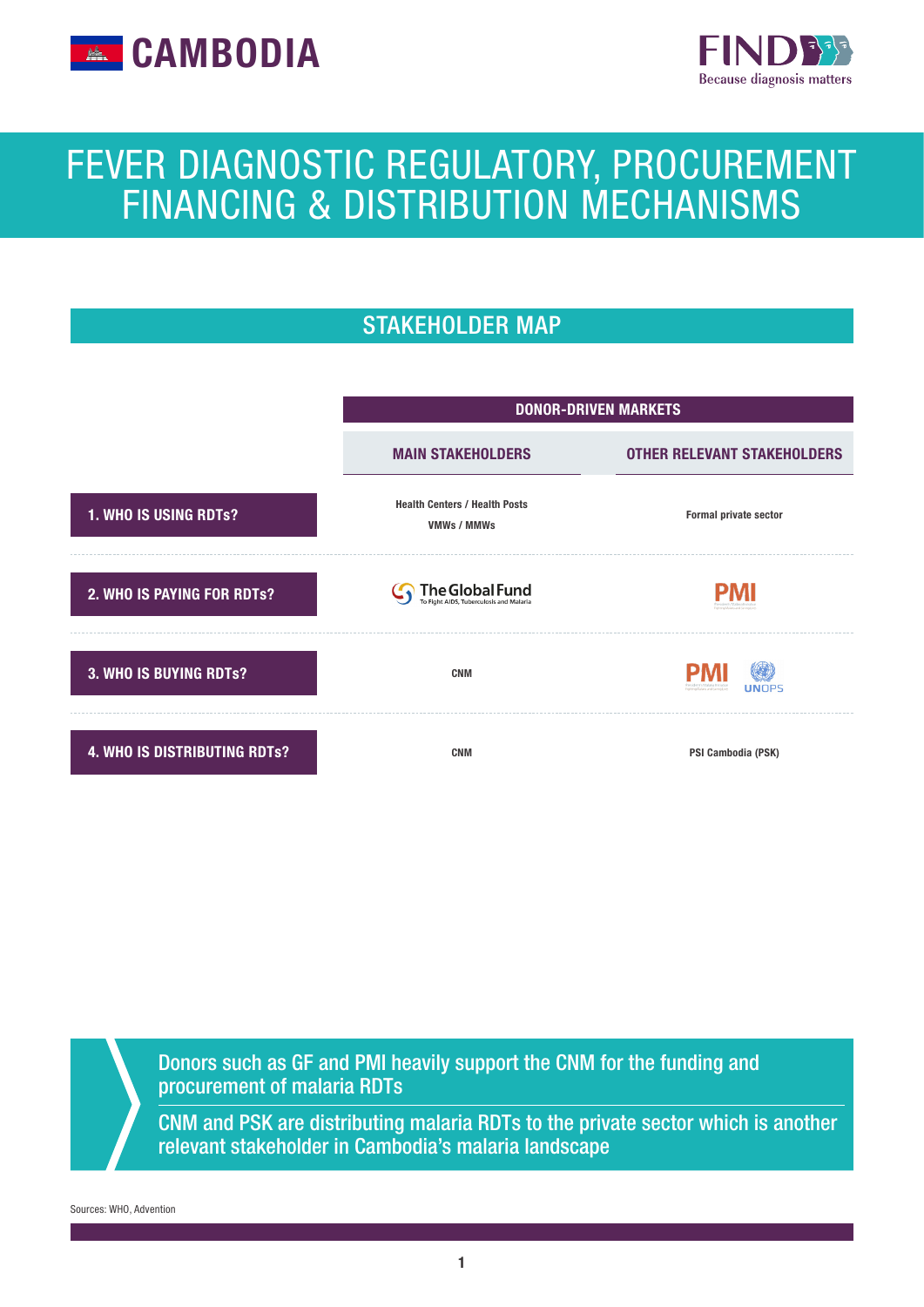# CAMBODIA

FIND Because diagnosis matters

# FEVER DIAGNOSTIC REGULATORY, PROCUREMENT FINANCING & DISTRIBUTION MECHANISMS

## STAKEHOLDER MAP

| | DONOR-DRIVEN MARKETS | |
|---|---|---|
| | **MAIN STAKEHOLDERS** | **OTHER RELEVANT STAKEHOLDERS** |
| **1. WHO IS USING RDTs?** | Health Centers / Health Posts VMWs / MMWs | Formal private sector |
| **2. WHO IS PAYING FOR RDTs?** | The Global Fund To Fight AIDS, Tuberculosis and Malaria | PMI |
| **3. WHO IS BUYING RDTs?** | CNM | PMI, UNOPS |
| **4. WHO IS DISTRIBUTING RDTs?** | CNM | PSI Cambodia (PSK) |

Donors such as GF and PMI heavily support the CNM for the funding and procurement of malaria RDTs

CNM and PSK are distributing malaria RDTs to the private sector which is another relevant stakeholder in Cambodia's malaria landscape

Sources: WHO, Advention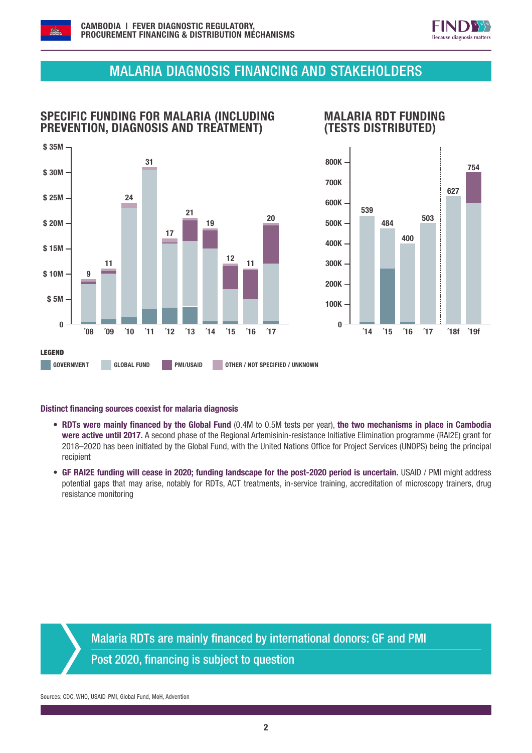# MALARIA DIAGNOSIS FINANCING AND STAKEHOLDERS

## SPECIFIC FUNDING FOR MALARIA (INCLUDING PREVENTION, DIAGNOSIS AND TREATMENT)

$ 35M
$ 30M
$ 25M
$ 20M
$ 15M
$ 10M
$ 5M
0

9 11 24 31 17 21 19 12 11 20

´08 ´09 ´10 ´11 ´12 ´13 ´14 ´15 ´16 ´17

## MALARIA RDT FUNDING (TESTS DISTRIBUTED)

800K
700K
600K
500K
400K
300K
200K
100K
0

539 484 400 503 627 754

´14 ´15 ´16 ´17 ´18f ´19f

**LEGEND**

GOVERNMENT GLOBAL FUND PMI/USAID OTHER / NOT SPECIFIED / UNKNOWN

**Distinct financing sources coexist for malaria diagnosis**

- **RDTs were mainly financed by the Global Fund** (0.4M to 0.5M tests per year), **the two mechanisms in place in Cambodia were active until 2017.** A second phase of the Regional Artemisinin-resistance Initiative Elimination programme (RAI2E) grant for 2018–2020 has been initiated by the Global Fund, with the United Nations Office for Project Services (UNOPS) being the principal recipient
- **GF RAI2E funding will cease in 2020; funding landscape for the post-2020 period is uncertain.** USAID / PMI might address potential gaps that may arise, notably for RDTs, ACT treatments, in-service training, accreditation of microscopy trainers, drug resistance monitoring

Malaria RDTs are mainly financed by international donors: GF and PMI

Post 2020, financing is subject to question

Sources: CDC, WHO, USAID-PMI, Global Fund, MoH, Advention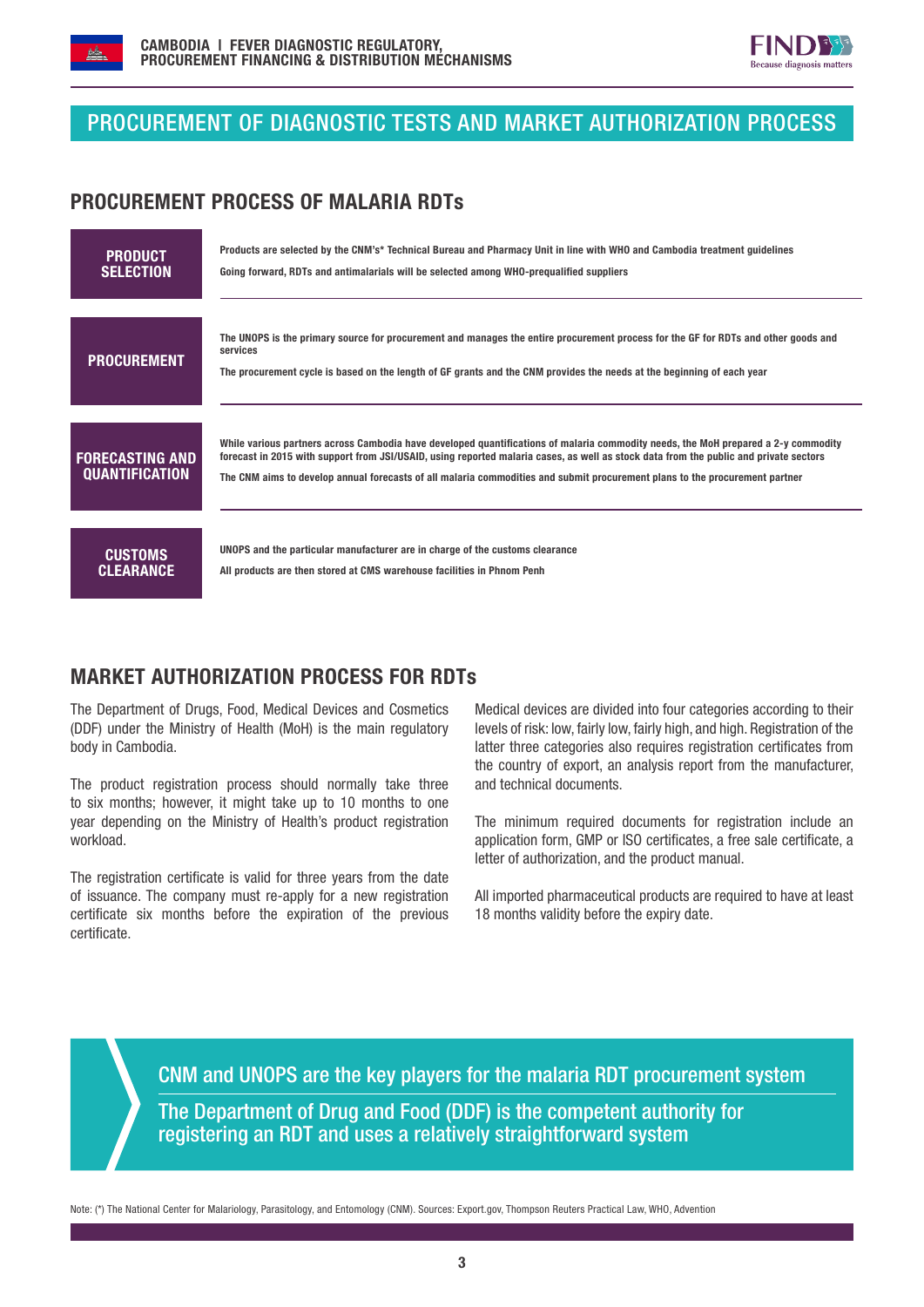## PROCUREMENT OF DIAGNOSTIC TESTS AND MARKET AUTHORIZATION PROCESS

### PROCUREMENT PROCESS OF MALARIA RDTs

| | |
|---|---|
| **PRODUCT SELECTION** | Products are selected by the CNM's* Technical Bureau and Pharmacy Unit in line with WHO and Cambodia treatment guidelines<br>Going forward, RDTs and antimalarials will be selected among WHO-prequalified suppliers |
| **PROCUREMENT** | The UNOPS is the primary source for procurement and manages the entire procurement process for the GF for RDTs and other goods and services<br>The procurement cycle is based on the length of GF grants and the CNM provides the needs at the beginning of each year |
| **FORECASTING AND QUANTIFICATION** | While various partners across Cambodia have developed quantifications of malaria commodity needs, the MoH prepared a 2-y commodity forecast in 2015 with support from JSI/USAID, using reported malaria cases, as well as stock data from the public and private sectors<br>The CNM aims to develop annual forecasts of all malaria commodities and submit procurement plans to the procurement partner |
| **CUSTOMS CLEARANCE** | UNOPS and the particular manufacturer are in charge of the customs clearance<br>All products are then stored at CMS warehouse facilities in Phnom Penh |

### MARKET AUTHORIZATION PROCESS FOR RDTs

The Department of Drugs, Food, Medical Devices and Cosmetics (DDF) under the Ministry of Health (MoH) is the main regulatory body in Cambodia.

The product registration process should normally take three to six months; however, it might take up to 10 months to one year depending on the Ministry of Health's product registration workload.

The registration certificate is valid for three years from the date of issuance. The company must re-apply for a new registration certificate six months before the expiration of the previous certificate.

Medical devices are divided into four categories according to their levels of risk: low, fairly low, fairly high, and high. Registration of the latter three categories also requires registration certificates from the country of export, an analysis report from the manufacturer, and technical documents.

The minimum required documents for registration include an application form, GMP or ISO certificates, a free sale certificate, a letter of authorization, and the product manual.

All imported pharmaceutical products are required to have at least 18 months validity before the expiry date.

CNM and UNOPS are the key players for the malaria RDT procurement system

The Department of Drug and Food (DDF) is the competent authority for registering an RDT and uses a relatively straightforward system

Note: (*) The National Center for Malariology, Parasitology, and Entomology (CNM). Sources: Export.gov, Thompson Reuters Practical Law, WHO, Advention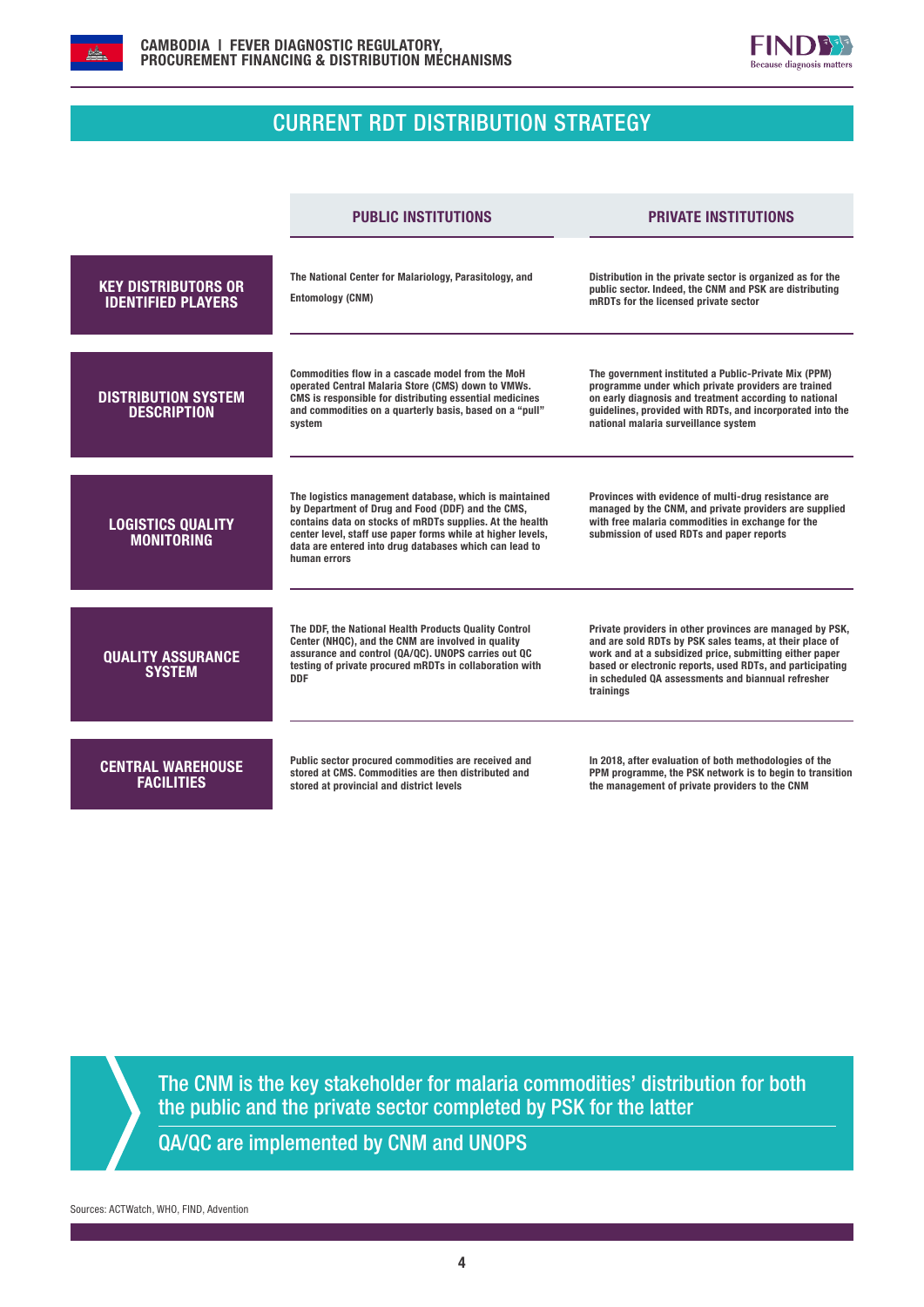# CURRENT RDT DISTRIBUTION STRATEGY

| | PUBLIC INSTITUTIONS | PRIVATE INSTITUTIONS |
|---|---|---|
| **KEY DISTRIBUTORS OR IDENTIFIED PLAYERS** | The National Center for Malariology, Parasitology, and Entomology (CNM) | Distribution in the private sector is organized as for the public sector. Indeed, the CNM and PSK are distributing mRDTs for the licensed private sector |
| **DISTRIBUTION SYSTEM DESCRIPTION** | Commodities flow in a cascade model from the MoH operated Central Malaria Store (CMS) down to VMWs. CMS is responsible for distributing essential medicines and commodities on a quarterly basis, based on a "pull" system | The government instituted a Public-Private Mix (PPM) programme under which private providers are trained on early diagnosis and treatment according to national guidelines, provided with RDTs, and incorporated into the national malaria surveillance system |
| **LOGISTICS QUALITY MONITORING** | The logistics management database, which is maintained by Department of Drug and Food (DDF) and the CMS, contains data on stocks of mRDTs supplies. At the health center level, staff use paper forms while at higher levels, data are entered into drug databases which can lead to human errors | Provinces with evidence of multi-drug resistance are managed by the CNM, and private providers are supplied with free malaria commodities in exchange for the submission of used RDTs and paper reports |
| **QUALITY ASSURANCE SYSTEM** | The DDF, the National Health Products Quality Control Center (NHQC), and the CNM are involved in quality assurance and control (QA/QC). UNOPS carries out QC testing of private procured mRDTs in collaboration with DDF | Private providers in other provinces are managed by PSK, and are sold RDTs by PSK sales teams, at their place of work and at a subsidized price, submitting either paper based or electronic reports, used RDTs, and participating in scheduled QA assessments and biannual refresher trainings |
| **CENTRAL WAREHOUSE FACILITIES** | Public sector procured commodities are received and stored at CMS. Commodities are then distributed and stored at provincial and district levels | In 2018, after evaluation of both methodologies of the PPM programme, the PSK network is to begin to transition the management of private providers to the CNM |

The CNM is the key stakeholder for malaria commodities' distribution for both the public and the private sector completed by PSK for the latter

QA/QC are implemented by CNM and UNOPS

Sources: ACTWatch, WHO, FIND, Advention